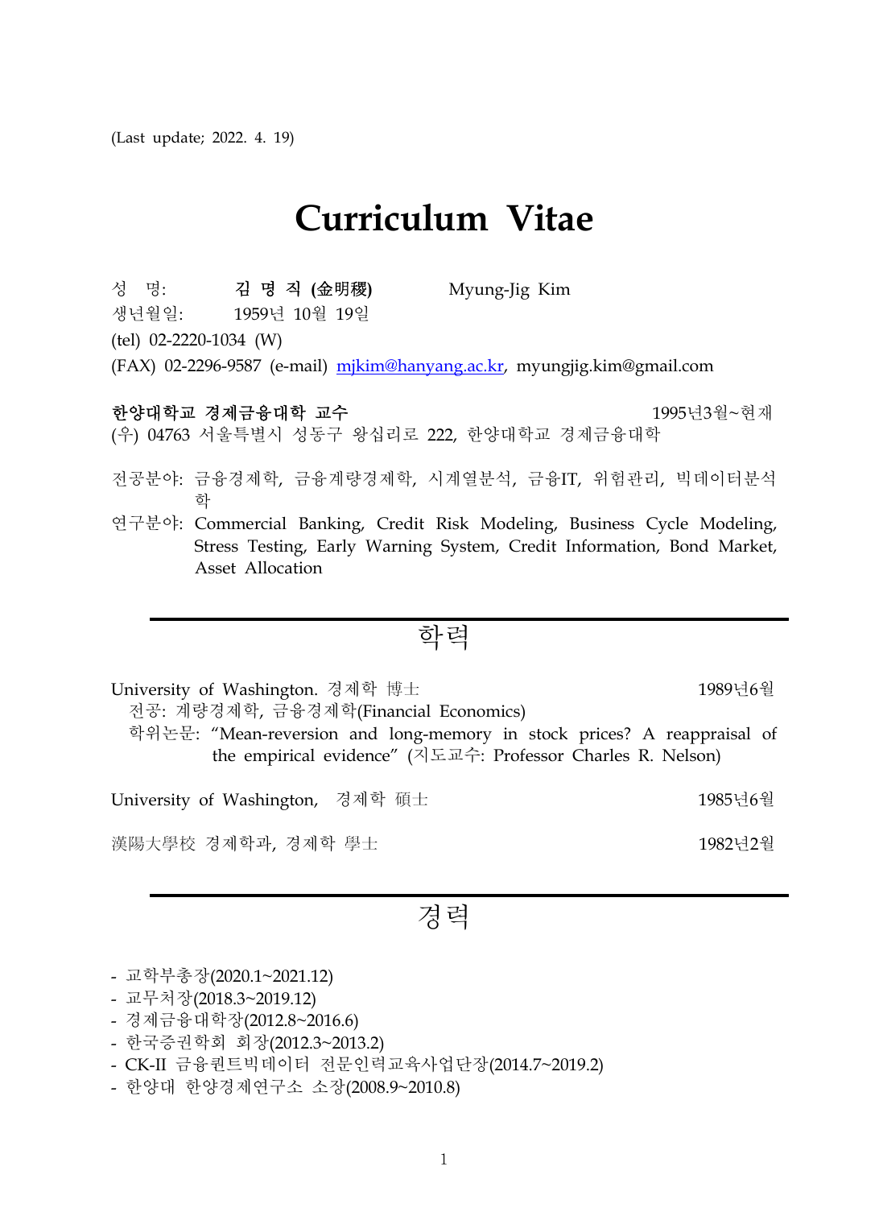(Last update; 2022. 4. 19)

# Curriculum Vitae

성　명:　　　**김 명 직 (金明稷)**　　　Myung-Jig Kim

생년월일:　　1959년 10월 19일

(tel) 02-2220-1034 (W)

(FAX) 02-2296-9587 (e-mail) mjkim@hanyang.ac.kr, myungjig.kim@gmail.com

**한양대학교 경제금융대학 교수**　　　1995년3월~현재

(우) 04763 서울특별시 성동구 왕십리로 222, 한양대학교 경제금융대학

전공분야: 금융경제학, 금융계량경제학, 시계열분석, 금융IT, 위험관리, 빅데이터분석학

연구분야: Commercial Banking, Credit Risk Modeling, Business Cycle Modeling, Stress Testing, Early Warning System, Credit Information, Bond Market, Asset Allocation

## 학력

University of Washington. 경제학 博士　　　1989년6월

전공: 계량경제학, 금융경제학(Financial Economics)

학위논문: "Mean-reversion and long-memory in stock prices? A reappraisal of the empirical evidence" (지도교수: Professor Charles R. Nelson)

University of Washington, 경제학 碩士　　　1985년6월

漢陽大學校 경제학과, 경제학 學士　　　1982년2월

## 경력

- 교학부총장(2020.1~2021.12)
- 교무처장(2018.3~2019.12)
- 경제금융대학장(2012.8~2016.6)
- 한국증권학회 회장(2012.3~2013.2)
- CK-II 금융퀀트빅데이터 전문인력교육사업단장(2014.7~2019.2)
- 한양대 한양경제연구소 소장(2008.9~2010.8)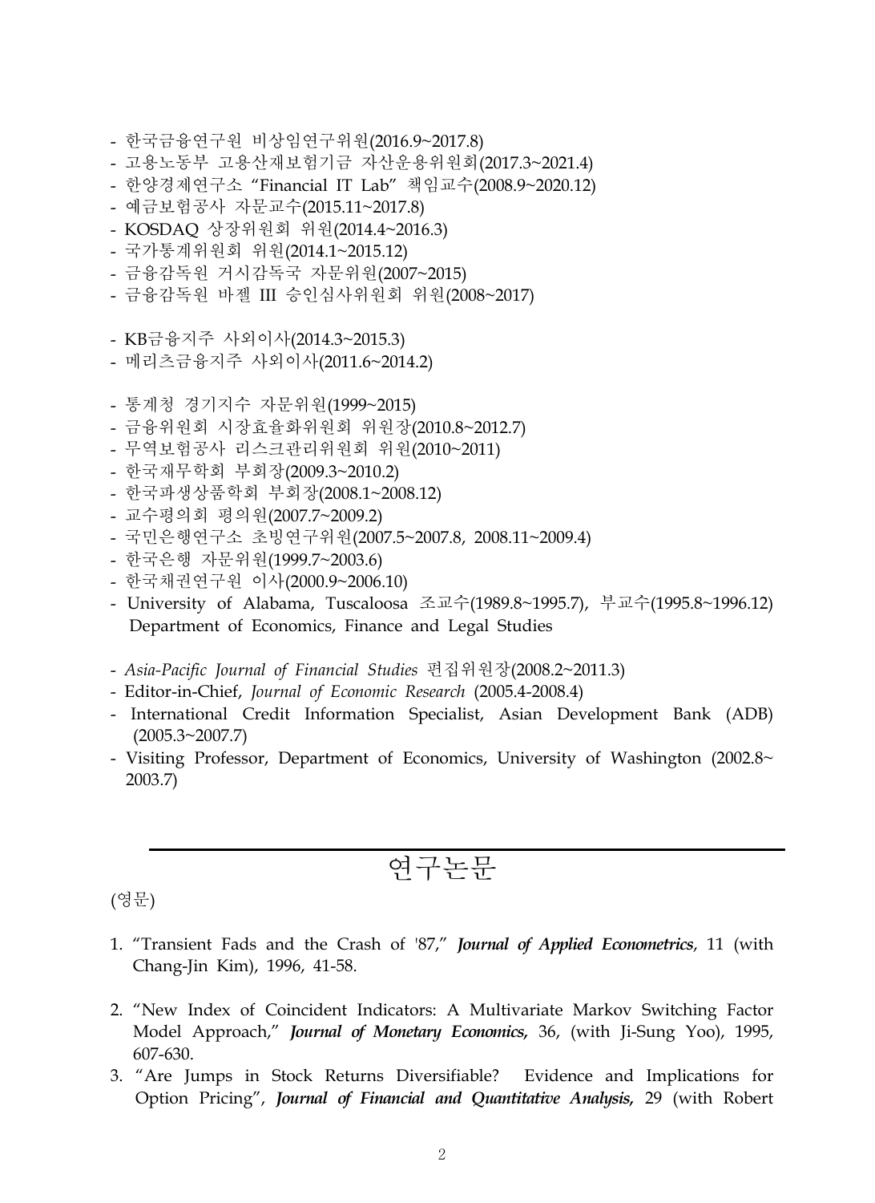- 한국금융연구원 비상임연구위원(2016.9~2017.8)
- 고용노동부 고용산재보험기금 자산운용위원회(2017.3~2021.4)
- 한양경제연구소 "Financial IT Lab" 책임교수(2008.9~2020.12)
- 예금보험공사 자문교수(2015.11~2017.8)
- KOSDAQ 상장위원회 위원(2014.4~2016.3)
- 국가통계위원회 위원(2014.1~2015.12)
- 금융감독원 거시감독국 자문위원(2007~2015)
- 금융감독원 바젤 III 승인심사위원회 위원(2008~2017)

- KB금융지주 사외이사(2014.3~2015.3)
- 메리츠금융지주 사외이사(2011.6~2014.2)

- 통계청 경기지수 자문위원(1999~2015)
- 금융위원회 시장효율화위원회 위원장(2010.8~2012.7)
- 무역보험공사 리스크관리위원회 위원(2010~2011)
- 한국재무학회 부회장(2009.3~2010.2)
- 한국파생상품학회 부회장(2008.1~2008.12)
- 교수평의회 평의원(2007.7~2009.2)
- 국민은행연구소 초빙연구위원(2007.5~2007.8, 2008.11~2009.4)
- 한국은행 자문위원(1999.7~2003.6)
- 한국채권연구원 이사(2000.9~2006.10)
- University of Alabama, Tuscaloosa 조교수(1989.8~1995.7), 부교수(1995.8~1996.12) Department of Economics, Finance and Legal Studies

- *Asia-Pacific Journal of Financial Studies* 편집위원장(2008.2~2011.3)
- Editor-in-Chief, *Journal of Economic Research* (2005.4-2008.4)
- International Credit Information Specialist, Asian Development Bank (ADB) (2005.3~2007.7)
- Visiting Professor, Department of Economics, University of Washington (2002.8~2003.7)

## 연구논문

(영문)

1. "Transient Fads and the Crash of '87," ***Journal of Applied Econometrics***, 11 (with Chang-Jin Kim), 1996, 41-58.

2. "New Index of Coincident Indicators: A Multivariate Markov Switching Factor Model Approach," ***Journal of Monetary Economics,*** 36, (with Ji-Sung Yoo), 1995, 607-630.
3. "Are Jumps in Stock Returns Diversifiable? Evidence and Implications for Option Pricing", ***Journal of Financial and Quantitative Analysis,*** 29 (with Robert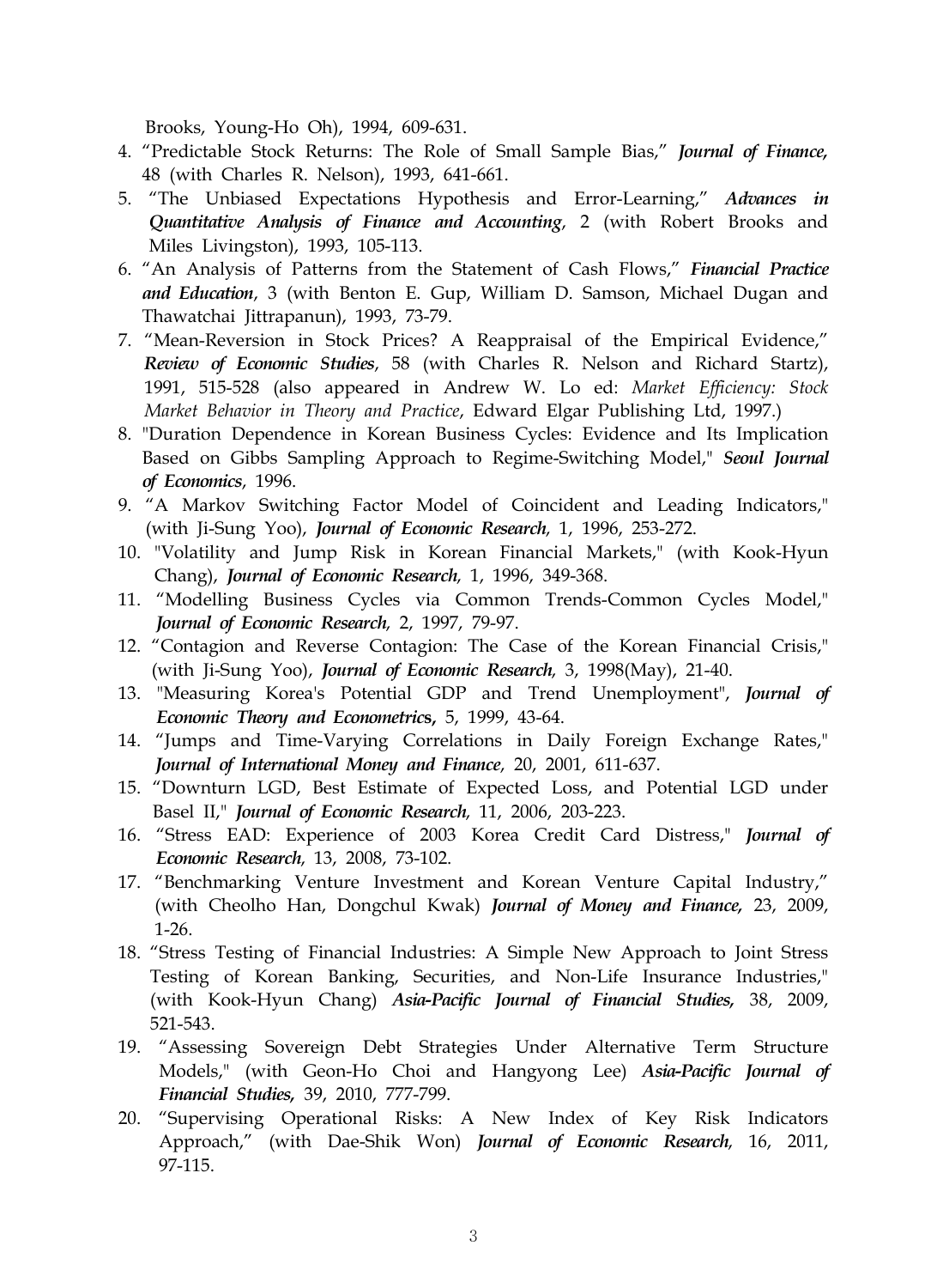Brooks, Young-Ho Oh), 1994, 609-631.

4. "Predictable Stock Returns: The Role of Small Sample Bias," ***Journal of Finance,*** 48 (with Charles R. Nelson), 1993, 641-661.
5. "The Unbiased Expectations Hypothesis and Error-Learning," ***Advances in Quantitative Analysis of Finance and Accounting***, 2 (with Robert Brooks and Miles Livingston), 1993, 105-113.
6. "An Analysis of Patterns from the Statement of Cash Flows," ***Financial Practice and Education***, 3 (with Benton E. Gup, William D. Samson, Michael Dugan and Thawatchai Jittrapanun), 1993, 73-79.
7. "Mean-Reversion in Stock Prices? A Reappraisal of the Empirical Evidence," ***Review of Economic Studies***, 58 (with Charles R. Nelson and Richard Startz), 1991, 515-528 (also appeared in Andrew W. Lo ed: *Market Efficiency: Stock Market Behavior in Theory and Practice*, Edward Elgar Publishing Ltd, 1997.)
8. "Duration Dependence in Korean Business Cycles: Evidence and Its Implication Based on Gibbs Sampling Approach to Regime-Switching Model," ***Seoul Journal of Economics***, 1996.
9. "A Markov Switching Factor Model of Coincident and Leading Indicators," (with Ji-Sung Yoo), ***Journal of Economic Research***, 1, 1996, 253-272.
10. "Volatility and Jump Risk in Korean Financial Markets," (with Kook-Hyun Chang), ***Journal of Economic Research***, 1, 1996, 349-368.
11. "Modelling Business Cycles via Common Trends-Common Cycles Model," ***Journal of Economic Research***, 2, 1997, 79-97.
12. "Contagion and Reverse Contagion: The Case of the Korean Financial Crisis," (with Ji-Sung Yoo), ***Journal of Economic Research***, 3, 1998(May), 21-40.
13. "Measuring Korea's Potential GDP and Trend Unemployment", ***Journal of Economic Theory and Econometrics***, 5, 1999, 43-64.
14. "Jumps and Time-Varying Correlations in Daily Foreign Exchange Rates," ***Journal of International Money and Finance***, 20, 2001, 611-637.
15. "Downturn LGD, Best Estimate of Expected Loss, and Potential LGD under Basel II," ***Journal of Economic Research***, 11, 2006, 203-223.
16. "Stress EAD: Experience of 2003 Korea Credit Card Distress," ***Journal of Economic Research***, 13, 2008, 73-102.
17. "Benchmarking Venture Investment and Korean Venture Capital Industry," (with Cheolho Han, Dongchul Kwak) ***Journal of Money and Finance,*** 23, 2009, 1-26.
18. "Stress Testing of Financial Industries: A Simple New Approach to Joint Stress Testing of Korean Banking, Securities, and Non-Life Insurance Industries," (with Kook-Hyun Chang) ***Asia-Pacific Journal of Financial Studies,*** 38, 2009, 521-543.
19. "Assessing Sovereign Debt Strategies Under Alternative Term Structure Models," (with Geon-Ho Choi and Hangyong Lee) ***Asia-Pacific Journal of Financial Studies,*** 39, 2010, 777-799.
20. "Supervising Operational Risks: A New Index of Key Risk Indicators Approach," (with Dae-Shik Won) ***Journal of Economic Research***, 16, 2011, 97-115.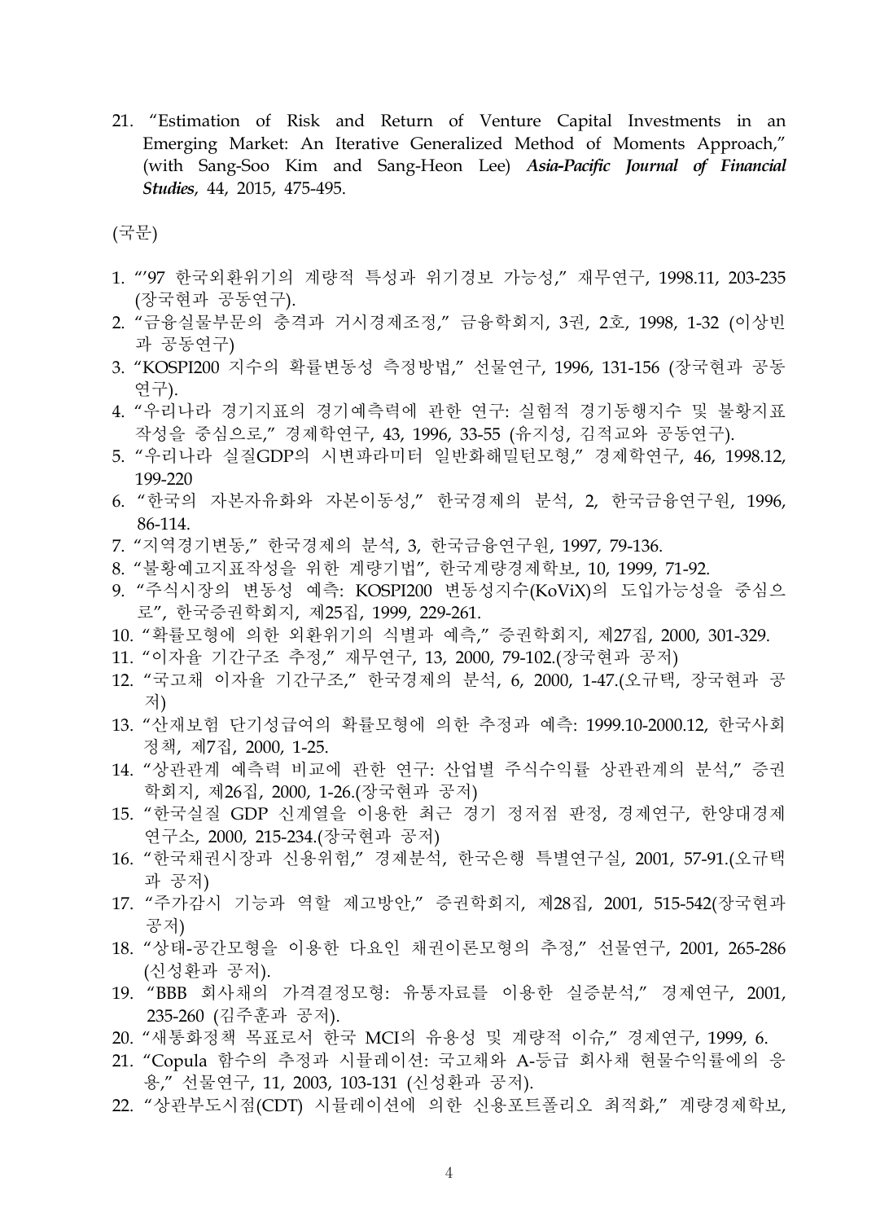21. "Estimation of Risk and Return of Venture Capital Investments in an Emerging Market: An Iterative Generalized Method of Moments Approach," (with Sang-Soo Kim and Sang-Heon Lee) ***Asia-Pacific Journal of Financial Studies***, 44, 2015, 475-495.

(국문)

1. "'97 한국외환위기의 계량적 특성과 위기경보 가능성," 재무연구, 1998.11, 203-235 (장국현과 공동연구).
2. "금융실물부문의 충격과 거시경제조정," 금융학회지, 3권, 2호, 1998, 1-32 (이상빈과 공동연구)
3. "KOSPI200 지수의 확률변동성 측정방법," 선물연구, 1996, 131-156 (장국현과 공동연구).
4. "우리나라 경기지표의 경기예측력에 관한 연구: 실험적 경기동행지수 및 불황지표 작성을 중심으로," 경제학연구, 43, 1996, 33-55 (유지성, 김적교와 공동연구).
5. "우리나라 실질GDP의 시변파라미터 일반화해밀턴모형," 경제학연구, 46, 1998.12, 199-220
6. "한국의 자본자유화와 자본이동성," 한국경제의 분석, 2, 한국금융연구원, 1996, 86-114.
7. "지역경기변동," 한국경제의 분석, 3, 한국금융연구원, 1997, 79-136.
8. "불황예고지표작성을 위한 계량기법", 한국계량경제학보, 10, 1999, 71-92.
9. "주식시장의 변동성 예측: KOSPI200 변동성지수(KoViX)의 도입가능성을 중심으로", 한국증권학회지, 제25집, 1999, 229-261.
10. "확률모형에 의한 외환위기의 식별과 예측," 증권학회지, 제27집, 2000, 301-329.
11. "이자율 기간구조 추정," 재무연구, 13, 2000, 79-102.(장국현과 공저)
12. "국고채 이자율 기간구조," 한국경제의 분석, 6, 2000, 1-47.(오규택, 장국현과 공저)
13. "산재보험 단기성급여의 확률모형에 의한 추정과 예측: 1999.10-2000.12, 한국사회정책, 제7집, 2000, 1-25.
14. "상관관계 예측력 비교에 관한 연구: 산업별 주식수익률 상관관계의 분석," 증권학회지, 제26집, 2000, 1-26.(장국현과 공저)
15. "한국실질 GDP 신계열을 이용한 최근 경기 정저점 판정, 경제연구, 한양대경제연구소, 2000, 215-234.(장국현과 공저)
16. "한국채권시장과 신용위험," 경제분석, 한국은행 특별연구실, 2001, 57-91.(오규택과 공저)
17. "주가감시 기능과 역할 제고방안," 증권학회지, 제28집, 2001, 515-542(장국현과 공저)
18. "상태-공간모형을 이용한 다요인 채권이론모형의 추정," 선물연구, 2001, 265-286 (신성환과 공저).
19. "BBB 회사채의 가격결정모형: 유통자료를 이용한 실증분석," 경제연구, 2001, 235-260 (김주훈과 공저).
20. "새통화정책 목표로서 한국 MCI의 유용성 및 계량적 이슈," 경제연구, 1999, 6.
21. "Copula 함수의 추정과 시뮬레이션: 국고채와 A-등급 회사채 현물수익률에의 응용," 선물연구, 11, 2003, 103-131 (신성환과 공저).
22. "상관부도시점(CDT) 시뮬레이션에 의한 신용포트폴리오 최적화," 계량경제학보,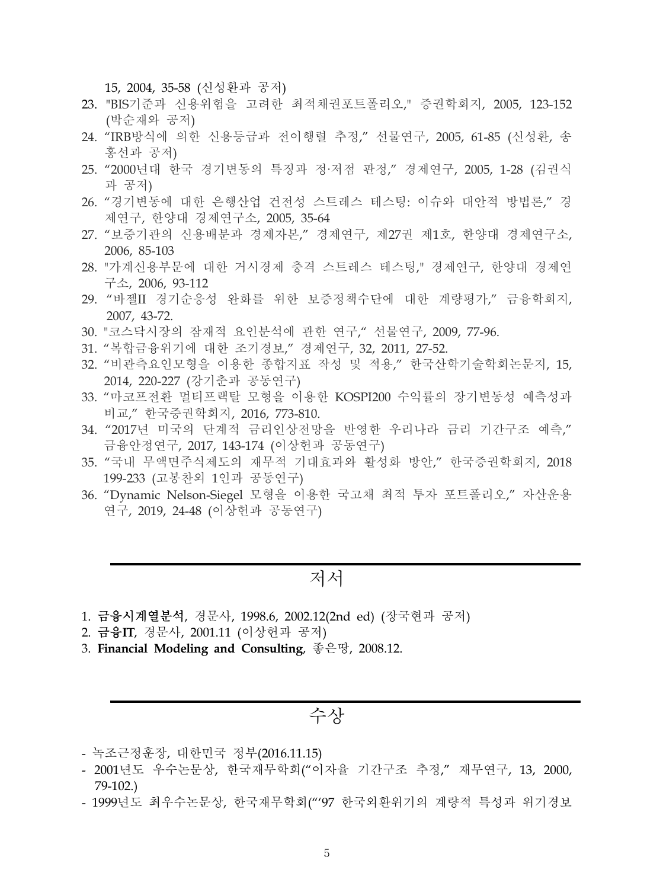15, 2004, 35-58 (신성환과 공저)

23. "BIS기준과 신용위험을 고려한 최적채권포트폴리오," 증권학회지, 2005, 123-152 (박순재와 공저)
24. "IRB방식에 의한 신용등급과 전이행렬 추정," 선물연구, 2005, 61-85 (신성환, 송홍선과 공저)
25. "2000년대 한국 경기변동의 특징과 정·저점 판정," 경제연구, 2005, 1-28 (김권식과 공저)
26. "경기변동에 대한 은행산업 건전성 스트레스 테스팅: 이슈와 대안적 방법론," 경제연구, 한양대 경제연구소, 2005, 35-64
27. "보증기관의 신용배분과 경제자본," 경제연구, 제27권 제1호, 한양대 경제연구소, 2006, 85-103
28. "가계신용부문에 대한 거시경제 충격 스트레스 테스팅," 경제연구, 한양대 경제연구소, 2006, 93-112
29. "바젤II 경기순응성 완화를 위한 보증정책수단에 대한 계량평가," 금융학회지, 2007, 43-72.
30. "코스닥시장의 잠재적 요인분석에 관한 연구," 선물연구, 2009, 77-96.
31. "복합금융위기에 대한 조기경보," 경제연구, 32, 2011, 27-52.
32. "비관측요인모형을 이용한 종합지표 작성 및 적용," 한국산학기술학회논문지, 15, 2014, 220-227 (강기춘과 공동연구)
33. "마코프전환 멀티프랙탈 모형을 이용한 KOSPI200 수익률의 장기변동성 예측성과 비교," 한국증권학회지, 2016, 773-810.
34. "2017년 미국의 단계적 금리인상전망을 반영한 우리나라 금리 기간구조 예측," 금융안정연구, 2017, 143-174 (이상헌과 공동연구)
35. "국내 무액면주식제도의 재무적 기대효과와 활성화 방안," 한국증권학회지, 2018 199-233 (고봉찬외 1인과 공동연구)
36. "Dynamic Nelson-Siegel 모형을 이용한 국고채 최적 투자 포트폴리오," 자산운용연구, 2019, 24-48 (이상헌과 공동연구)

## 저서

1. **금융시계열분석**, 경문사, 1998.6, 2002.12(2nd ed) (장국현과 공저)
2. **금융IT**, 경문사, 2001.11 (이상헌과 공저)
3. **Financial Modeling and Consulting**, 좋은땅, 2008.12.

## 수상

- 녹조근정훈장, 대한민국 정부(2016.11.15)
- 2001년도 우수논문상, 한국재무학회("이자율 기간구조 추정," 재무연구, 13, 2000, 79-102.)
- 1999년도 최우수논문상, 한국재무학회("'97 한국외환위기의 계량적 특성과 위기경보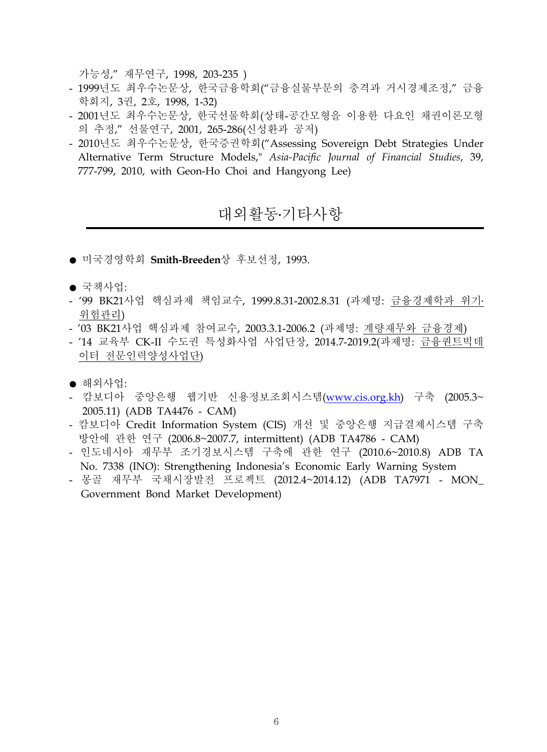가능성," 재무연구, 1998, 203-235 )

- 1999년도 최우수논문상, 한국금융학회("금융실물부문의 충격과 거시경제조정," 금융학회지, 3권, 2호, 1998, 1-32)
- 2001년도 최우수논문상, 한국선물학회(상태-공간모형을 이용한 다요인 채권이론모형의 추정," 선물연구, 2001, 265-286(신성환과 공저)
- 2010년도 최우수논문상, 한국증권학회("Assessing Sovereign Debt Strategies Under Alternative Term Structure Models," *Asia-Pacific Journal of Financial Studies*, 39, 777-799, 2010, with Geon-Ho Choi and Hangyong Lee)

## 대외활동·기타사항

● 미국경영학회 **Smith-Breeden**상 후보선정, 1993.

● 국책사업:

- '99 BK21사업 핵심과제 책임교수, 1999.8.31-2002.8.31 (과제명: 금융경제학과 위기·위험관리)
- '03 BK21사업 핵심과제 참여교수, 2003.3.1-2006.2 (과제명: 계량재무와 금융경제)
- '14 교육부 CK-II 수도권 특성화사업 사업단장, 2014.7-2019.2(과제명: 금융퀀트빅데이터 전문인력양성사업단)

● 해외사업:

- 캄보디아 중앙은행 웹기반 신용정보조회시스템(www.cis.org.kh) 구축 (2005.3~2005.11) (ADB TA4476 - CAM)
- 캄보디아 Credit Information System (CIS) 개선 및 중앙은행 지급결제시스템 구축방안에 관한 연구 (2006.8~2007.7, intermittent) (ADB TA4786 - CAM)
- 인도네시아 재무부 조기경보시스템 구축에 관한 연구 (2010.6~2010.8) ADB TA No. 7338 (INO): Strengthening Indonesia's Economic Early Warning System
- 몽골 재무부 국채시장발전 프로젝트 (2012.4~2014.12) (ADB TA7971 - MON_ Government Bond Market Development)